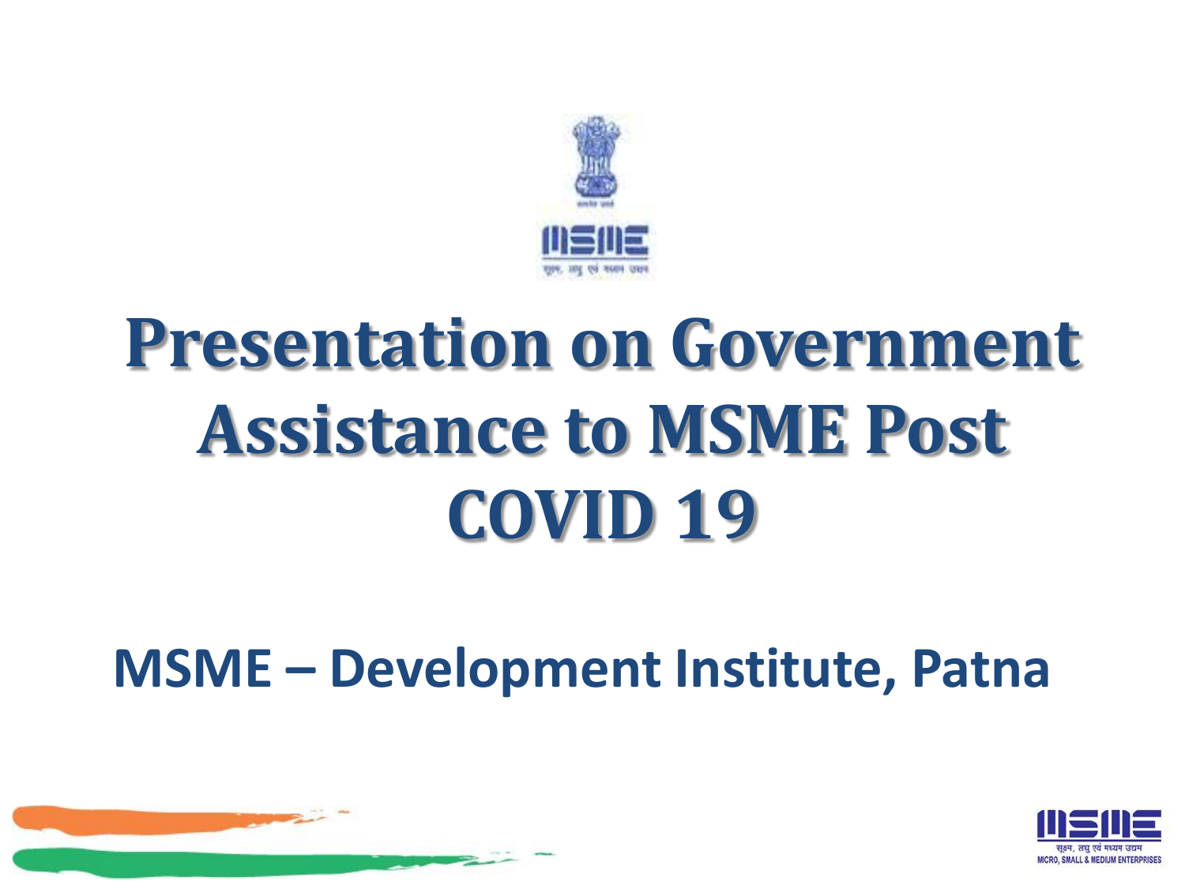# Presentation on Government Assistance to MSME Post COVID 19

## MSME – Development Institute, Patna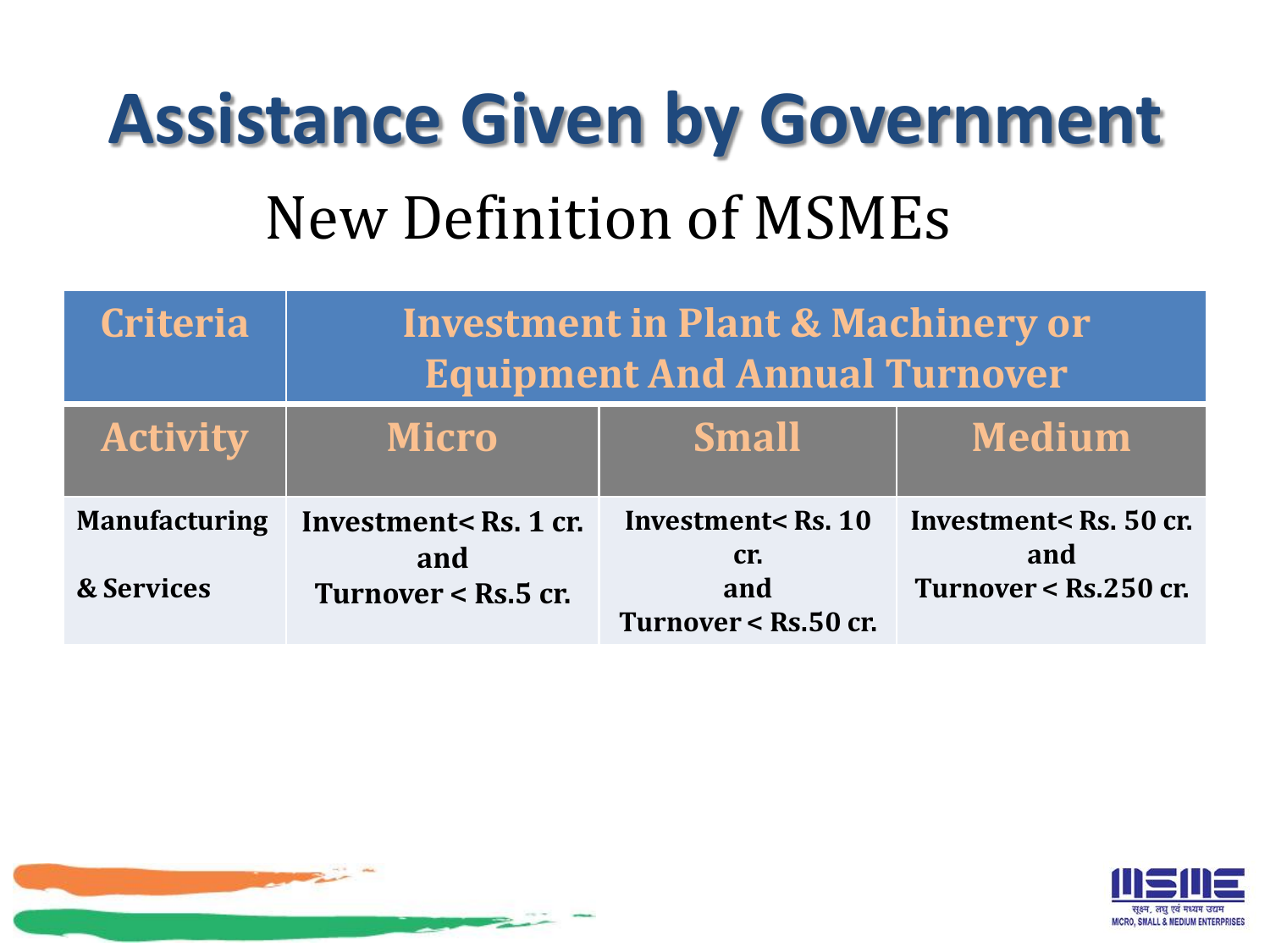# Assistance Given by Government

## New Definition of MSMEs

| Criteria | Investment in Plant & Machinery or Equipment And Annual Turnover | | |
|---|---|---|---|
| **Activity** | **Micro** | **Small** | **Medium** |
| **Manufacturing & Services** | **Investment< Rs. 1 cr. and Turnover < Rs.5 cr.** | **Investment< Rs. 10 cr. and Turnover < Rs.50 cr.** | **Investment< Rs. 50 cr. and Turnover < Rs.250 cr.** |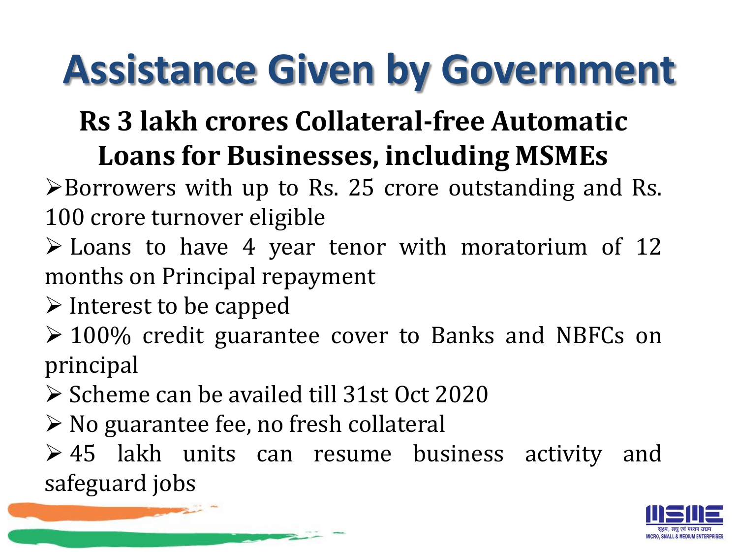# Assistance Given by Government

## Rs 3 lakh crores Collateral-free Automatic Loans for Businesses, including MSMEs

- Borrowers with up to Rs. 25 crore outstanding and Rs. 100 crore turnover eligible
- Loans to have 4 year tenor with moratorium of 12 months on Principal repayment
- Interest to be capped
- 100% credit guarantee cover to Banks and NBFCs on principal
- Scheme can be availed till 31st Oct 2020
- No guarantee fee, no fresh collateral
- 45 lakh units can resume business activity and safeguard jobs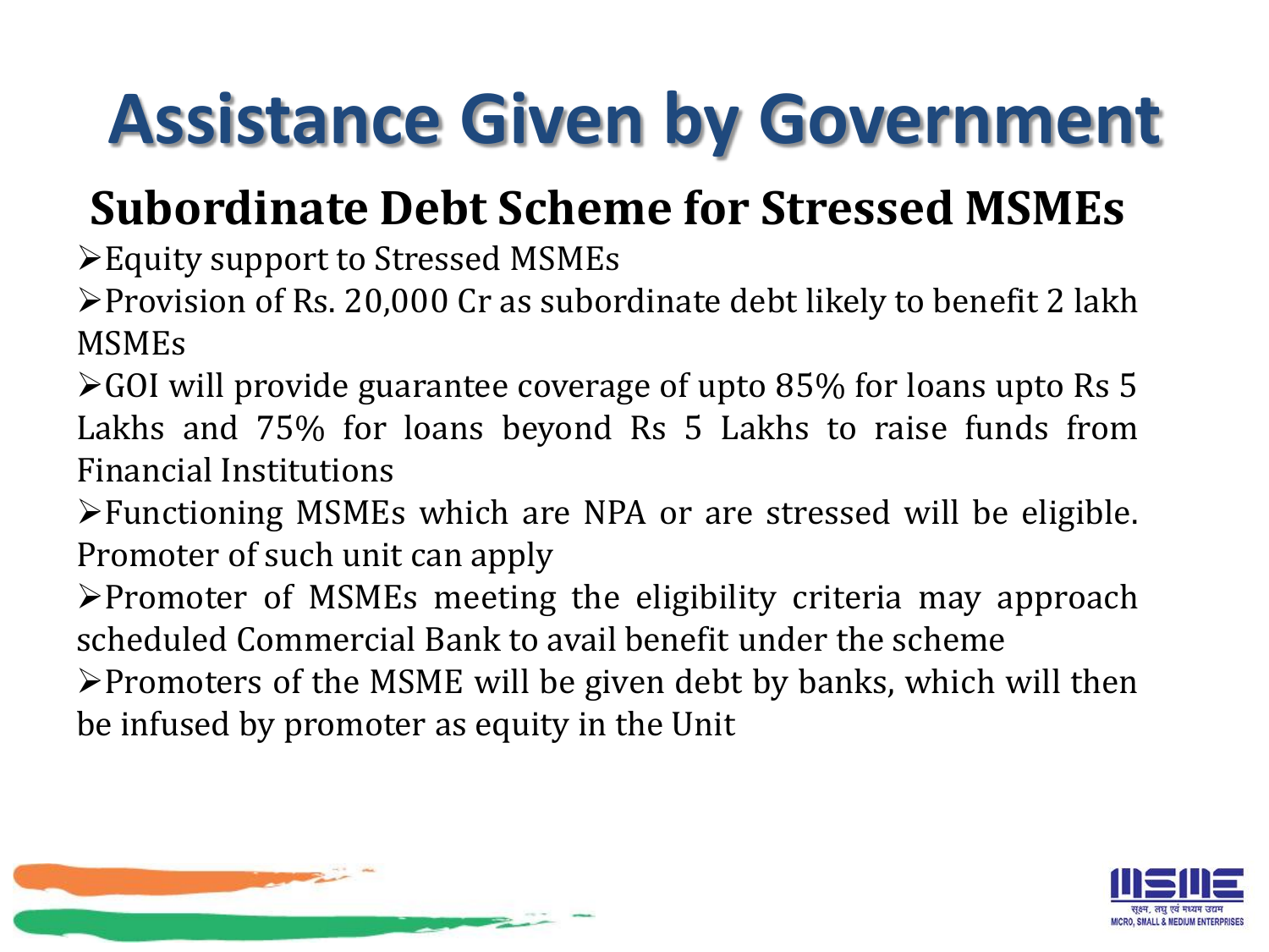# Assistance Given by Government

## Subordinate Debt Scheme for Stressed MSMEs

- Equity support to Stressed MSMEs
- Provision of Rs. 20,000 Cr as subordinate debt likely to benefit 2 lakh MSMEs
- GOI will provide guarantee coverage of upto 85% for loans upto Rs 5 Lakhs and 75% for loans beyond Rs 5 Lakhs to raise funds from Financial Institutions
- Functioning MSMEs which are NPA or are stressed will be eligible. Promoter of such unit can apply
- Promoter of MSMEs meeting the eligibility criteria may approach scheduled Commercial Bank to avail benefit under the scheme
- Promoters of the MSME will be given debt by banks, which will then be infused by promoter as equity in the Unit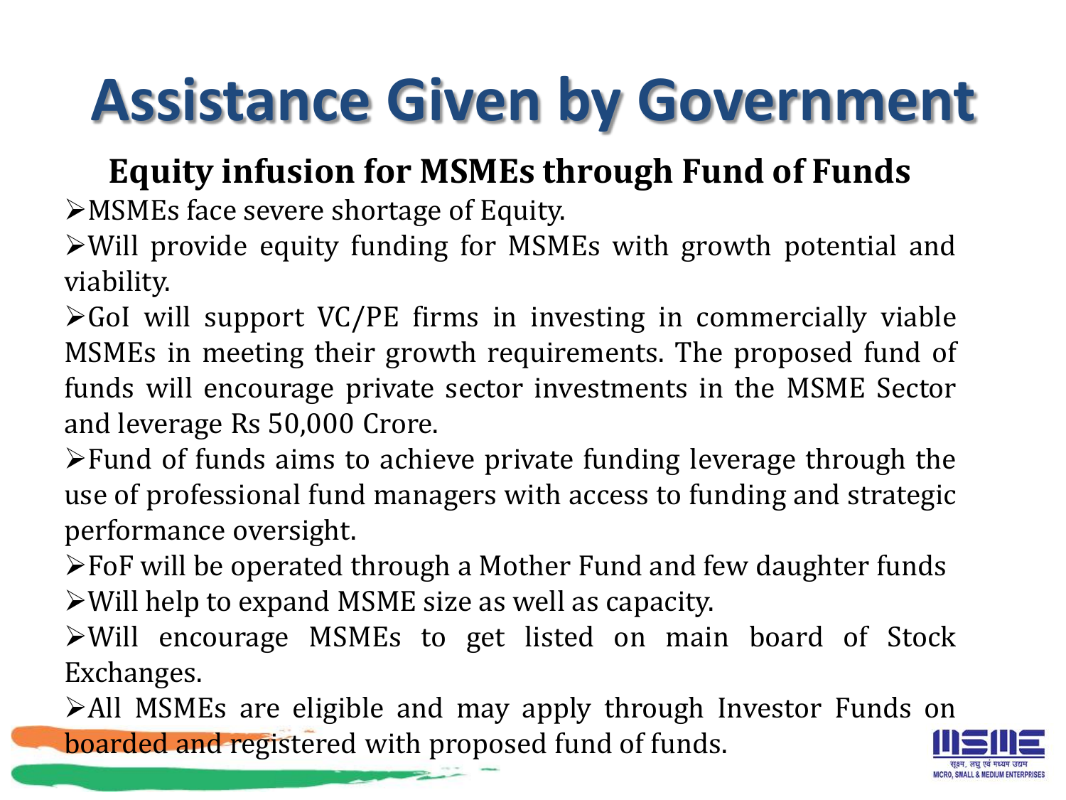# Assistance Given by Government

## Equity infusion for MSMEs through Fund of Funds

- MSMEs face severe shortage of Equity.
- Will provide equity funding for MSMEs with growth potential and viability.
- GoI will support VC/PE firms in investing in commercially viable MSMEs in meeting their growth requirements. The proposed fund of funds will encourage private sector investments in the MSME Sector and leverage Rs 50,000 Crore.
- Fund of funds aims to achieve private funding leverage through the use of professional fund managers with access to funding and strategic performance oversight.
- FoF will be operated through a Mother Fund and few daughter funds
- Will help to expand MSME size as well as capacity.
- Will encourage MSMEs to get listed on main board of Stock Exchanges.
- All MSMEs are eligible and may apply through Investor Funds on boarded and registered with proposed fund of funds.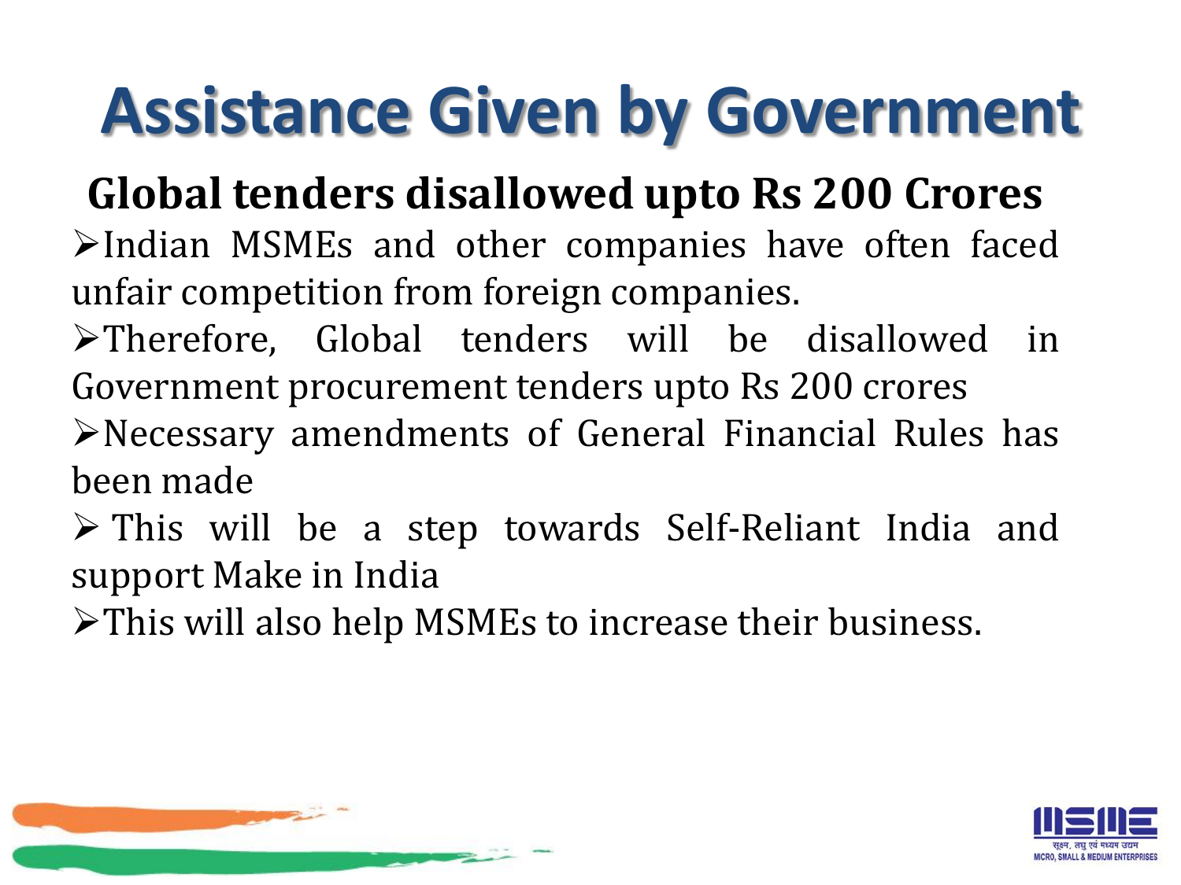# Assistance Given by Government

## Global tenders disallowed upto Rs 200 Crores

- Indian MSMEs and other companies have often faced unfair competition from foreign companies.
- Therefore, Global tenders will be disallowed in Government procurement tenders upto Rs 200 crores
- Necessary amendments of General Financial Rules has been made
- This will be a step towards Self-Reliant India and support Make in India
- This will also help MSMEs to increase their business.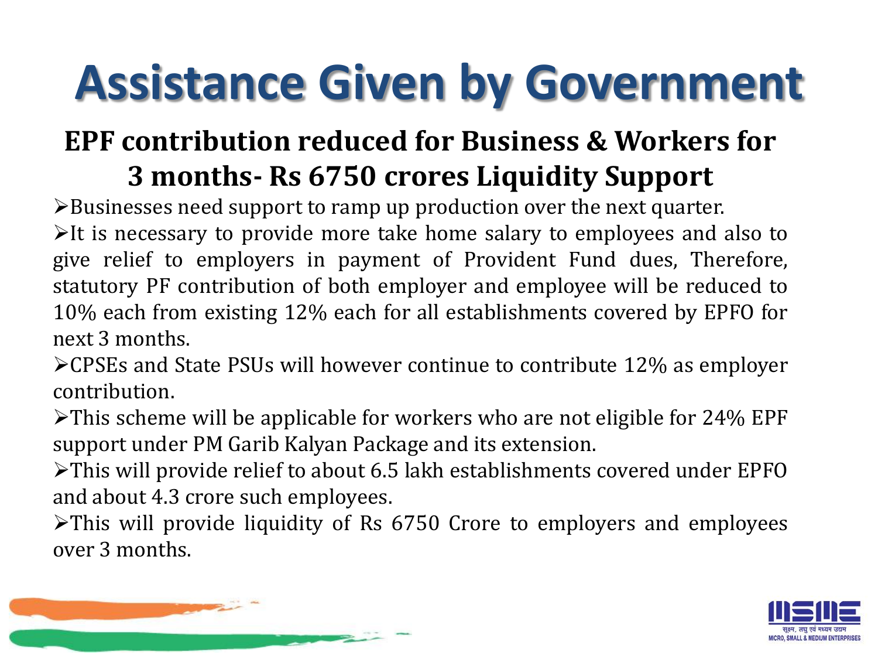# Assistance Given by Government

## EPF contribution reduced for Business & Workers for 3 months- Rs 6750 crores Liquidity Support

- Businesses need support to ramp up production over the next quarter.
- It is necessary to provide more take home salary to employees and also to give relief to employers in payment of Provident Fund dues, Therefore, statutory PF contribution of both employer and employee will be reduced to 10% each from existing 12% each for all establishments covered by EPFO for next 3 months.
- CPSEs and State PSUs will however continue to contribute 12% as employer contribution.
- This scheme will be applicable for workers who are not eligible for 24% EPF support under PM Garib Kalyan Package and its extension.
- This will provide relief to about 6.5 lakh establishments covered under EPFO and about 4.3 crore such employees.
- This will provide liquidity of Rs 6750 Crore to employers and employees over 3 months.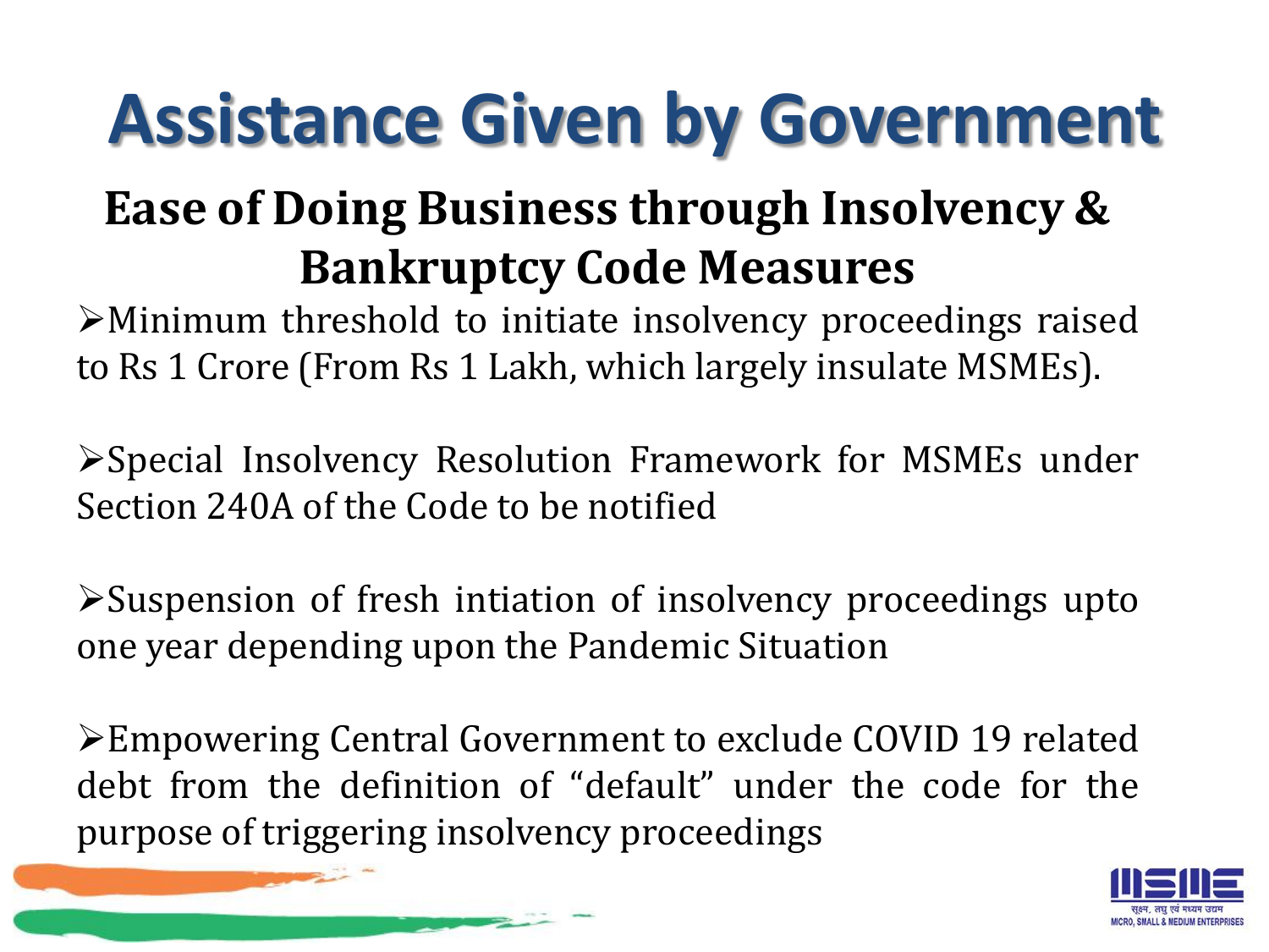# Assistance Given by Government

## Ease of Doing Business through Insolvency & Bankruptcy Code Measures

- Minimum threshold to initiate insolvency proceedings raised to Rs 1 Crore (From Rs 1 Lakh, which largely insulate MSMEs).

- Special Insolvency Resolution Framework for MSMEs under Section 240A of the Code to be notified

- Suspension of fresh intiation of insolvency proceedings upto one year depending upon the Pandemic Situation

- Empowering Central Government to exclude COVID 19 related debt from the definition of "default" under the code for the purpose of triggering insolvency proceedings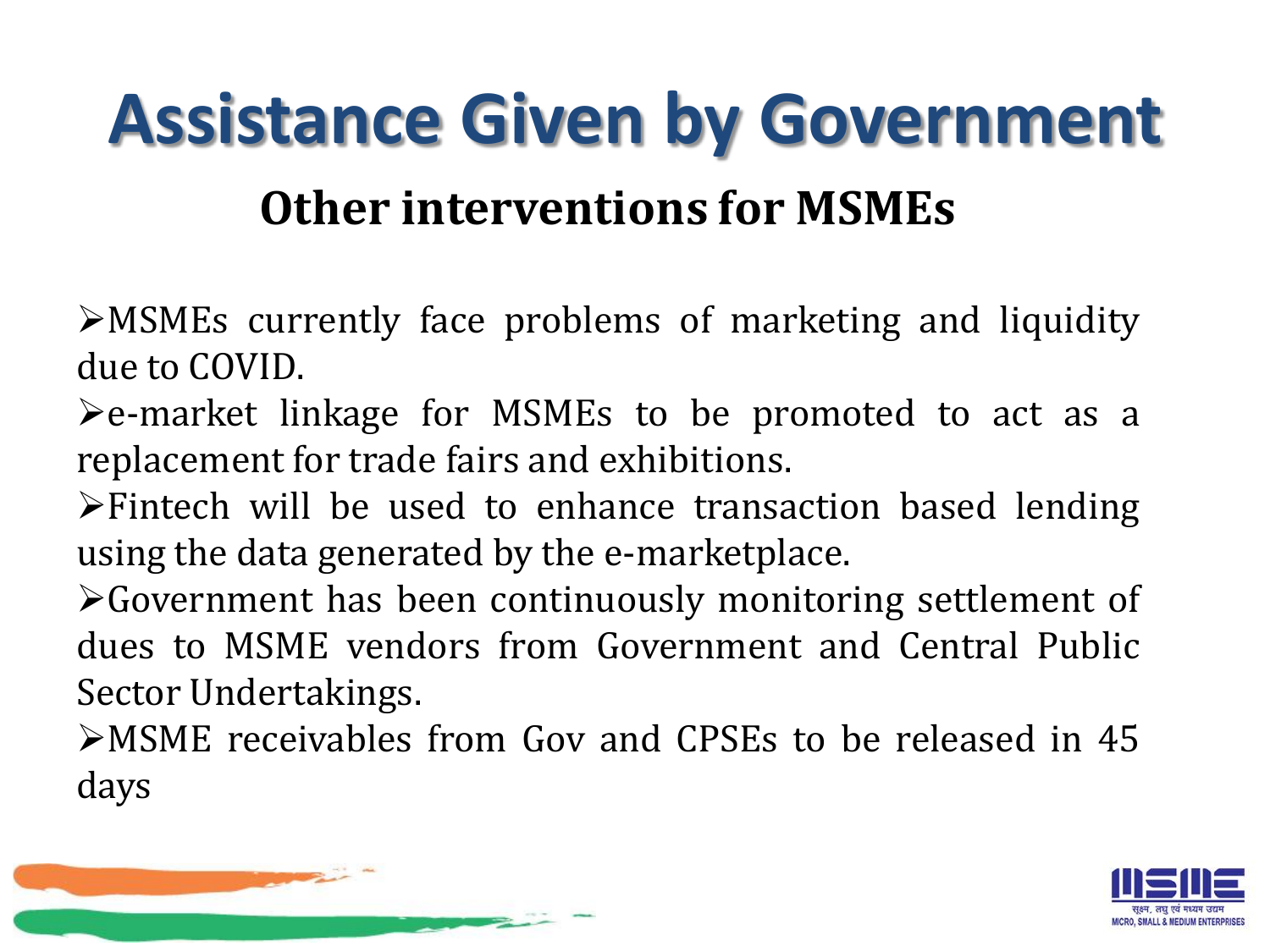# Assistance Given by Government

## Other interventions for MSMEs

- MSMEs currently face problems of marketing and liquidity due to COVID.
- e-market linkage for MSMEs to be promoted to act as a replacement for trade fairs and exhibitions.
- Fintech will be used to enhance transaction based lending using the data generated by the e-marketplace.
- Government has been continuously monitoring settlement of dues to MSME vendors from Government and Central Public Sector Undertakings.
- MSME receivables from Gov and CPSEs to be released in 45 days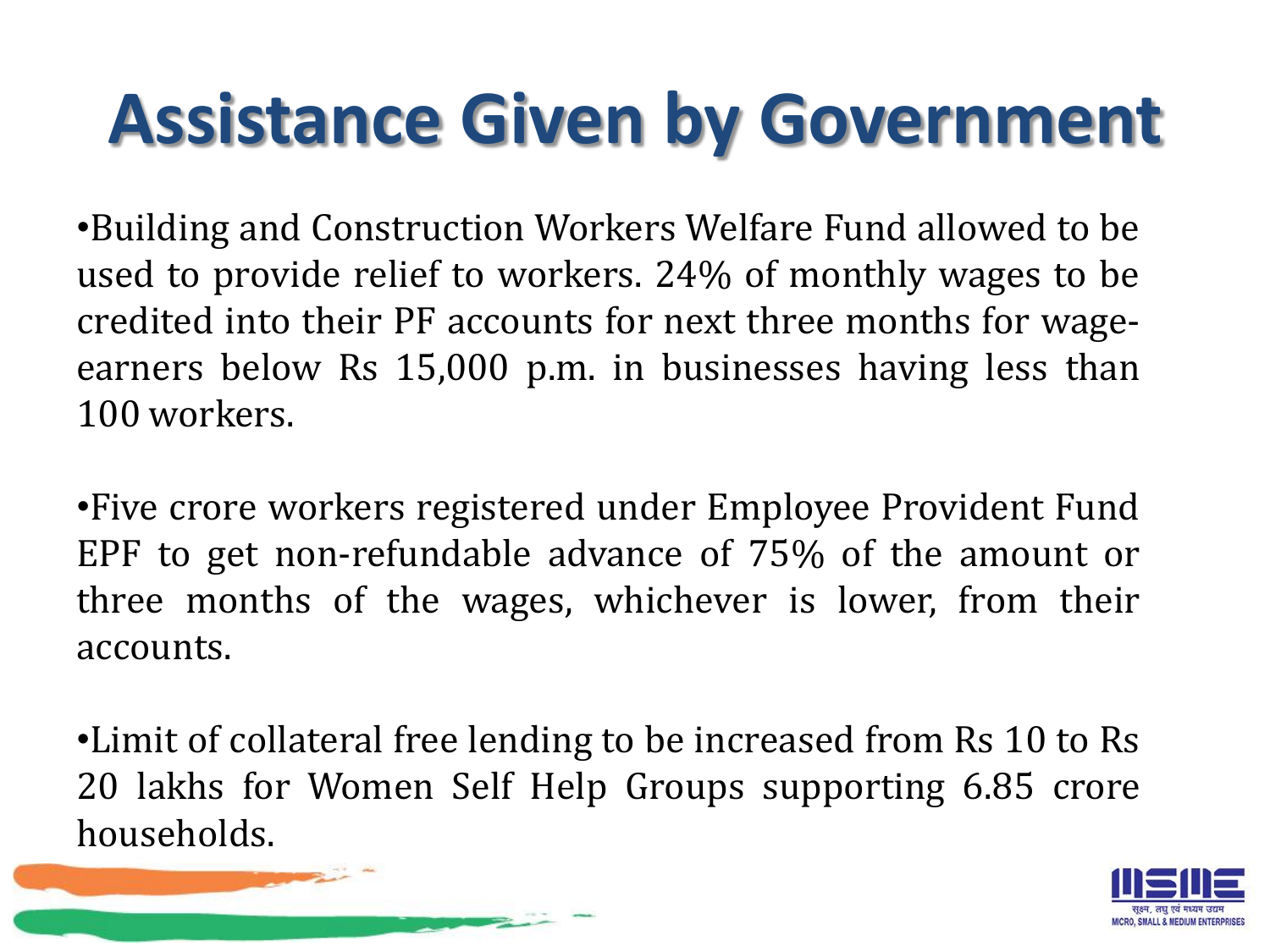# Assistance Given by Government

- Building and Construction Workers Welfare Fund allowed to be used to provide relief to workers. 24% of monthly wages to be credited into their PF accounts for next three months for wage-earners below Rs 15,000 p.m. in businesses having less than 100 workers.

- Five crore workers registered under Employee Provident Fund EPF to get non-refundable advance of 75% of the amount or three months of the wages, whichever is lower, from their accounts.

- Limit of collateral free lending to be increased from Rs 10 to Rs 20 lakhs for Women Self Help Groups supporting 6.85 crore households.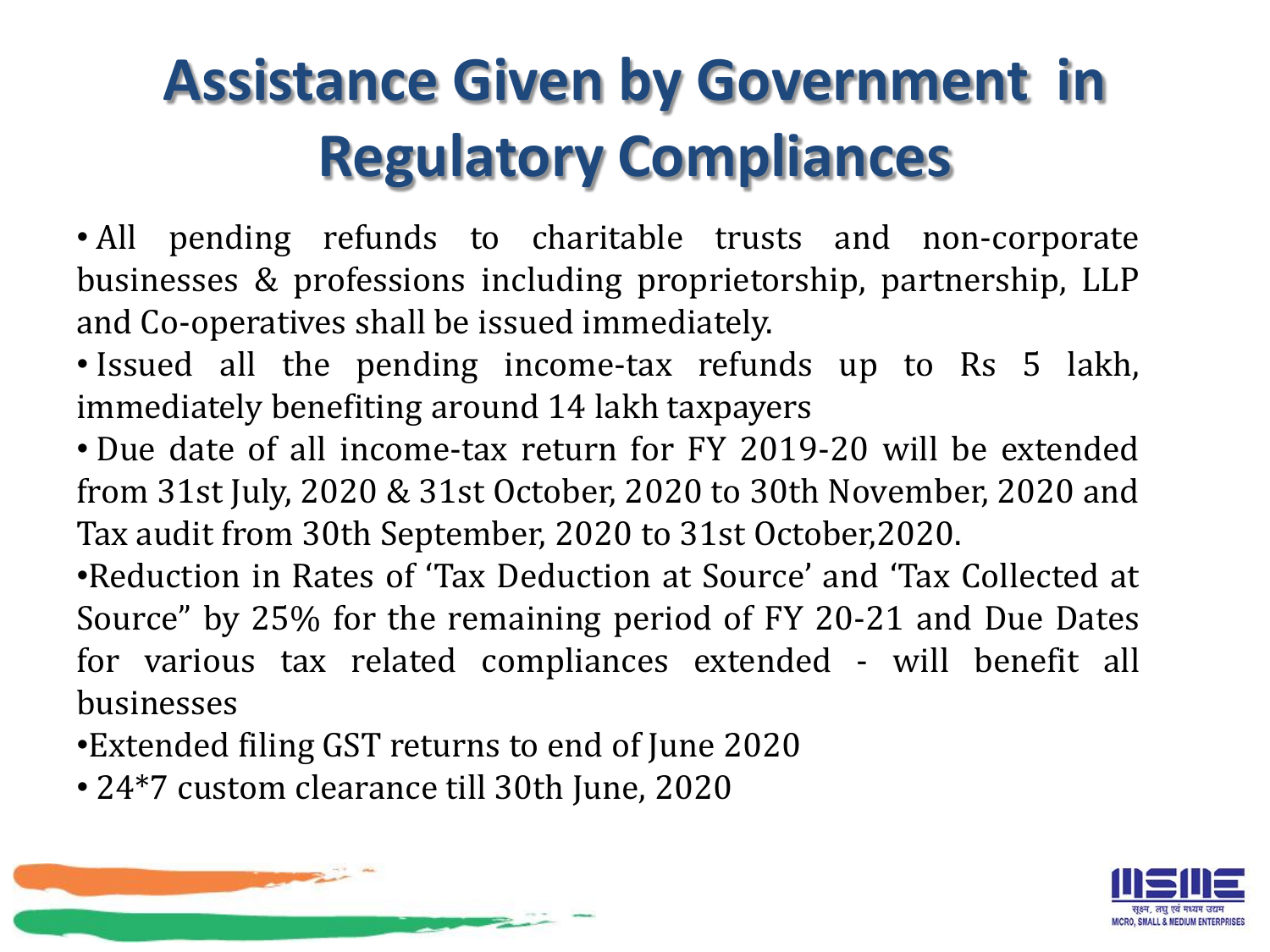# Assistance Given by Government in Regulatory Compliances

- All pending refunds to charitable trusts and non-corporate businesses & professions including proprietorship, partnership, LLP and Co-operatives shall be issued immediately.
- Issued all the pending income-tax refunds up to Rs 5 lakh, immediately benefiting around 14 lakh taxpayers
- Due date of all income-tax return for FY 2019-20 will be extended from 31st July, 2020 & 31st October, 2020 to 30th November, 2020 and Tax audit from 30th September, 2020 to 31st October,2020.
- Reduction in Rates of 'Tax Deduction at Source' and 'Tax Collected at Source" by 25% for the remaining period of FY 20-21 and Due Dates for various tax related compliances extended - will benefit all businesses
- Extended filing GST returns to end of June 2020
- 24*7 custom clearance till 30th June, 2020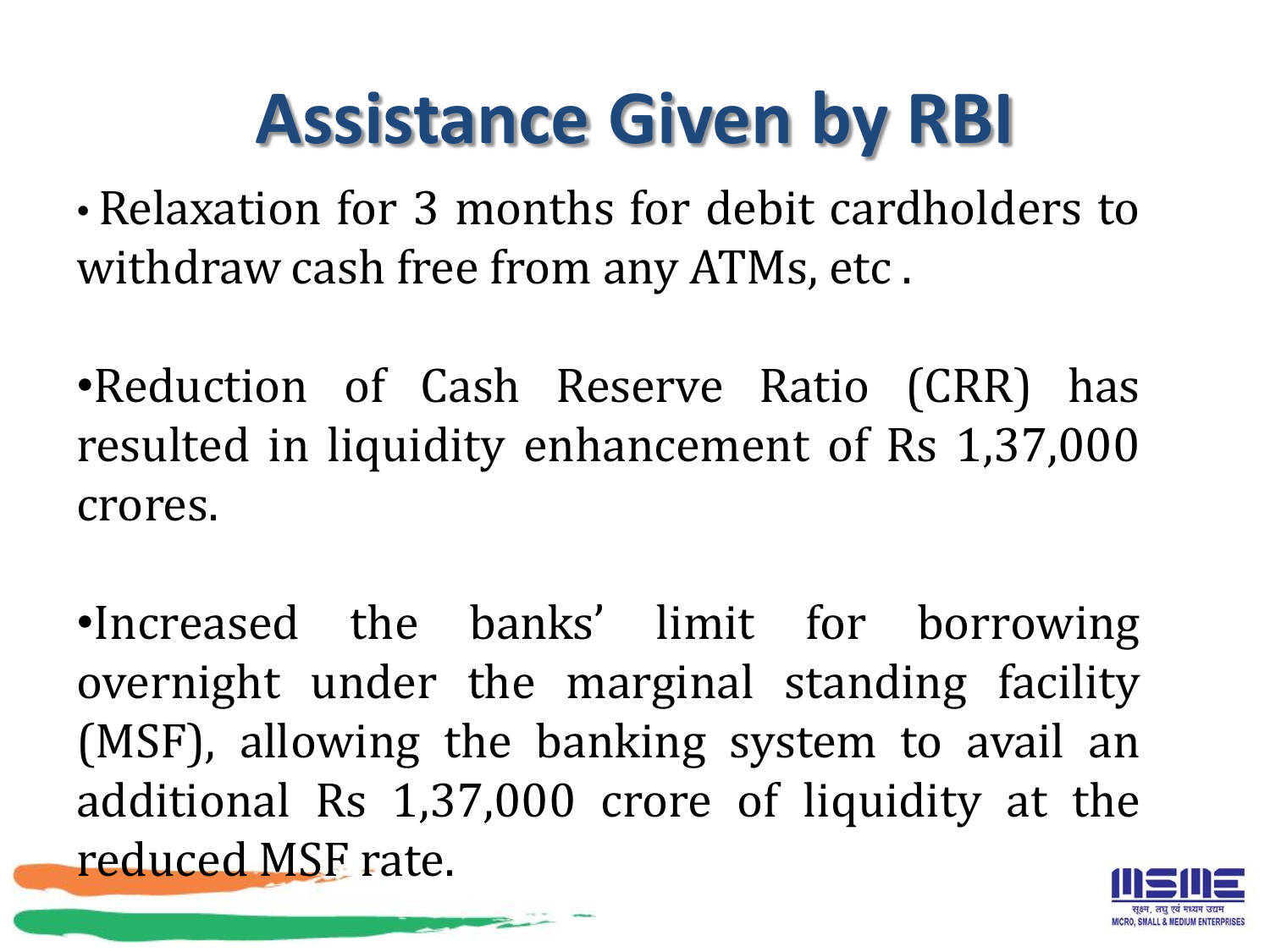# Assistance Given by RBI

- Relaxation for 3 months for debit cardholders to withdraw cash free from any ATMs, etc .

- Reduction of Cash Reserve Ratio (CRR) has resulted in liquidity enhancement of Rs 1,37,000 crores.

- Increased the banks' limit for borrowing overnight under the marginal standing facility (MSF), allowing the banking system to avail an additional Rs 1,37,000 crore of liquidity at the reduced MSF rate.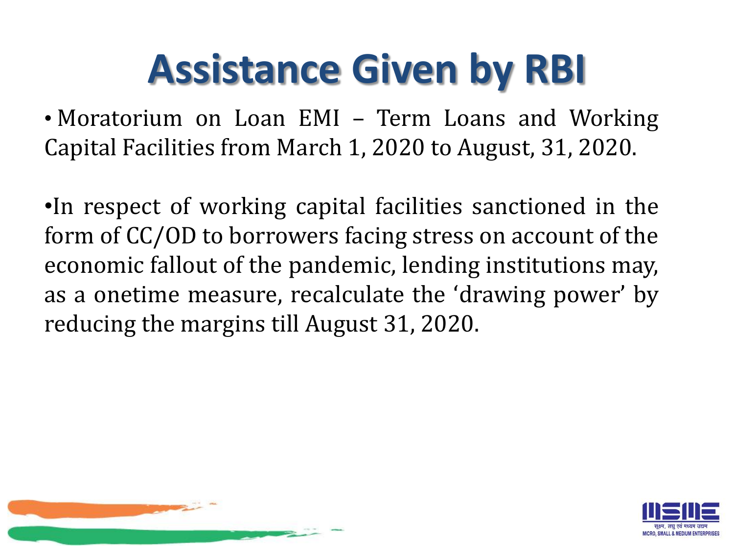# Assistance Given by RBI

- Moratorium on Loan EMI – Term Loans and Working Capital Facilities from March 1, 2020 to August, 31, 2020.

- In respect of working capital facilities sanctioned in the form of CC/OD to borrowers facing stress on account of the economic fallout of the pandemic, lending institutions may, as a onetime measure, recalculate the 'drawing power' by reducing the margins till August 31, 2020.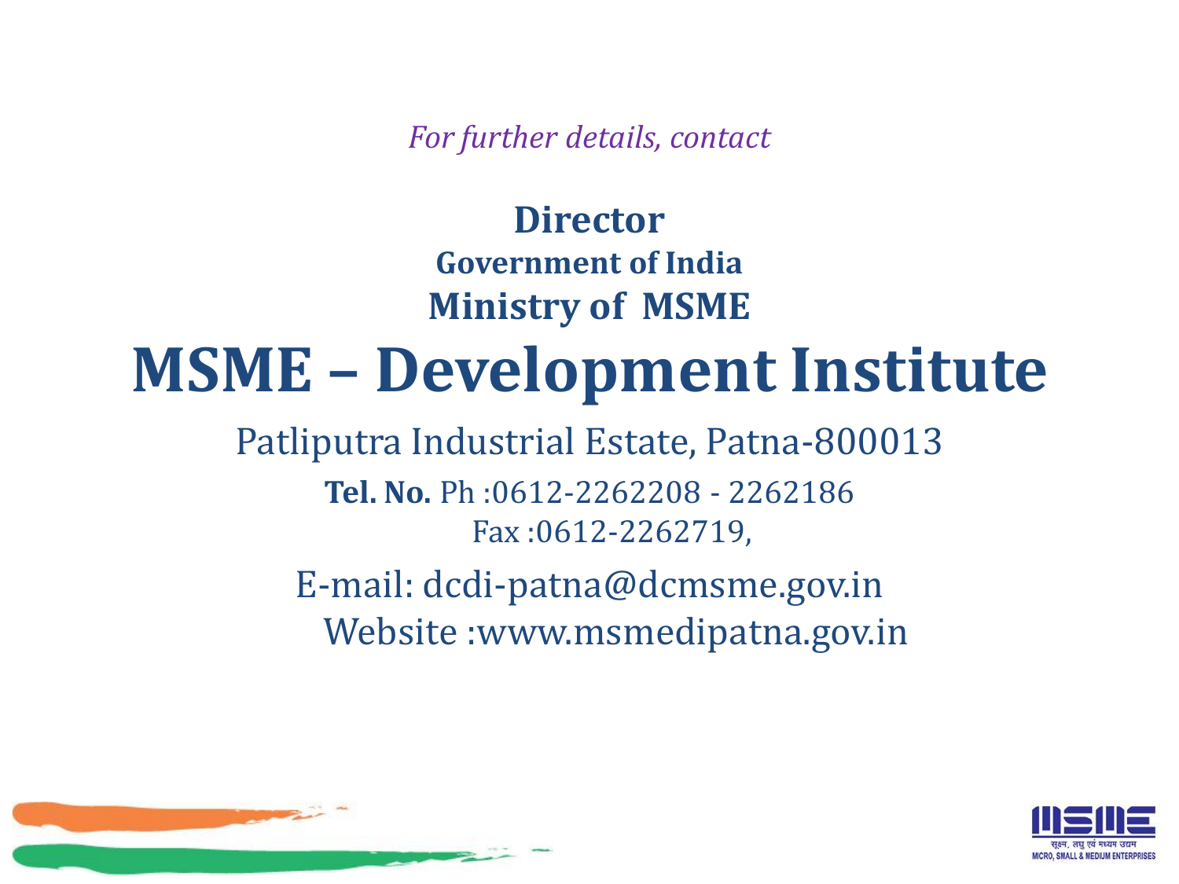*For further details, contact*

**Director**

**Government of India**

**Ministry of MSME**

# MSME – Development Institute

Patliputra Industrial Estate, Patna-800013

**Tel. No.** Ph :0612-2262208 - 2262186

Fax :0612-2262719,

E-mail: dcdi-patna@dcmsme.gov.in

Website :www.msmedipatna.gov.in